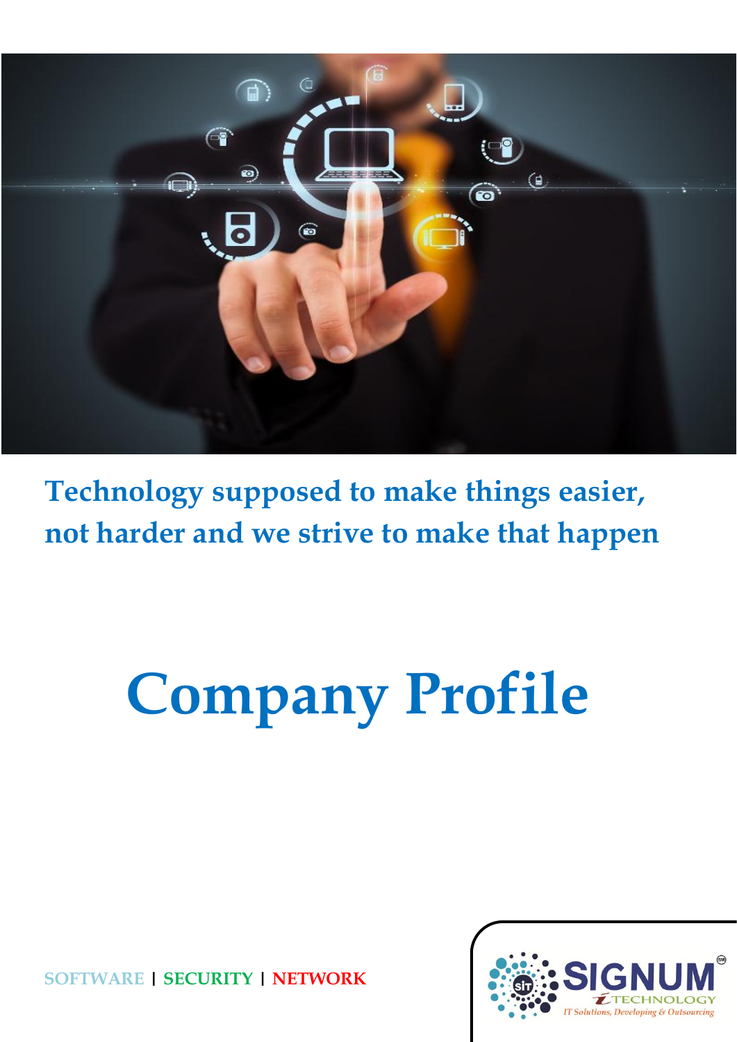**Technology supposed to make things easier, not harder and we strive to make that happen**

# Company Profile

SOFTWARE | SECURITY | NETWORK

SIGNUM TECHNOLOGY

IT Solutions, Developing & Outsourcing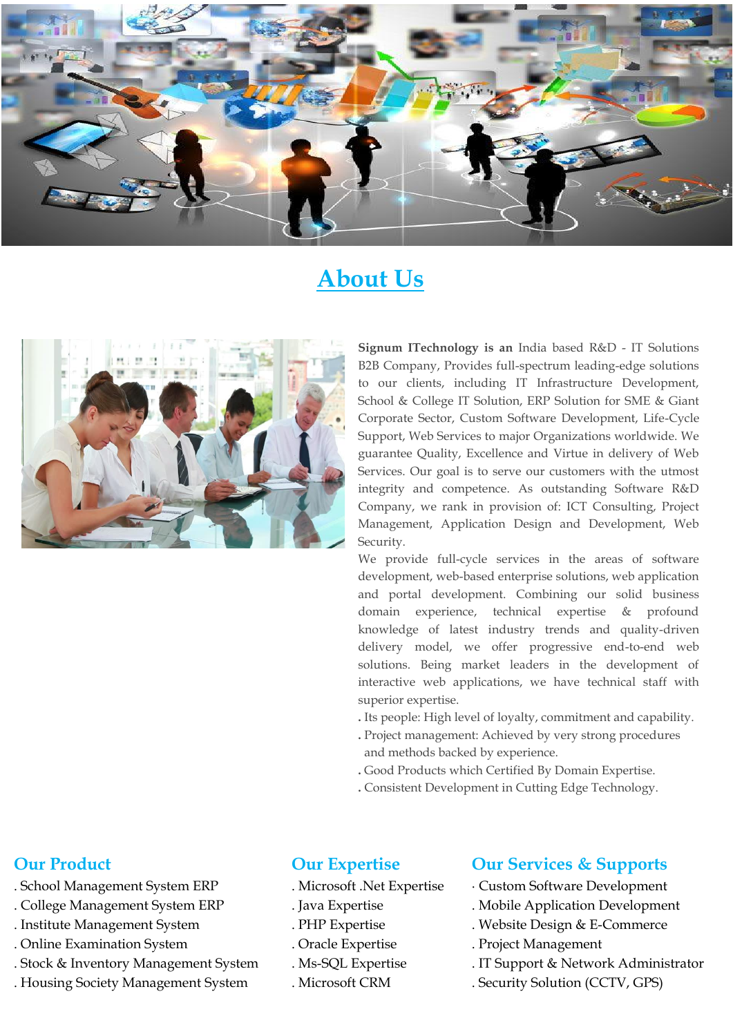# About Us

**Signum ITechnology is an** India based R&D - IT Solutions B2B Company, Provides full-spectrum leading-edge solutions to our clients, including IT Infrastructure Development, School & College IT Solution, ERP Solution for SME & Giant Corporate Sector, Custom Software Development, Life-Cycle Support, Web Services to major Organizations worldwide. We guarantee Quality, Excellence and Virtue in delivery of Web Services. Our goal is to serve our customers with the utmost integrity and competence. As outstanding Software R&D Company, we rank in provision of: ICT Consulting, Project Management, Application Design and Development, Web Security.

We provide full-cycle services in the areas of software development, web-based enterprise solutions, web application and portal development. Combining our solid business domain experience, technical expertise & profound knowledge of latest industry trends and quality-driven delivery model, we offer progressive end-to-end web solutions. Being market leaders in the development of interactive web applications, we have technical staff with superior expertise.

. Its people: High level of loyalty, commitment and capability.

. Project management: Achieved by very strong procedures and methods backed by experience.

. Good Products which Certified By Domain Expertise.

. Consistent Development in Cutting Edge Technology.

## Our Product

. School Management System ERP
. College Management System ERP
. Institute Management System
. Online Examination System
. Stock & Inventory Management System
. Housing Society Management System

## Our Expertise

. Microsoft .Net Expertise
. Java Expertise
. PHP Expertise
. Oracle Expertise
. Ms-SQL Expertise
. Microsoft CRM

## Our Services & Supports

· Custom Software Development
. Mobile Application Development
. Website Design & E-Commerce
. Project Management
. IT Support & Network Administrator
. Security Solution (CCTV, GPS)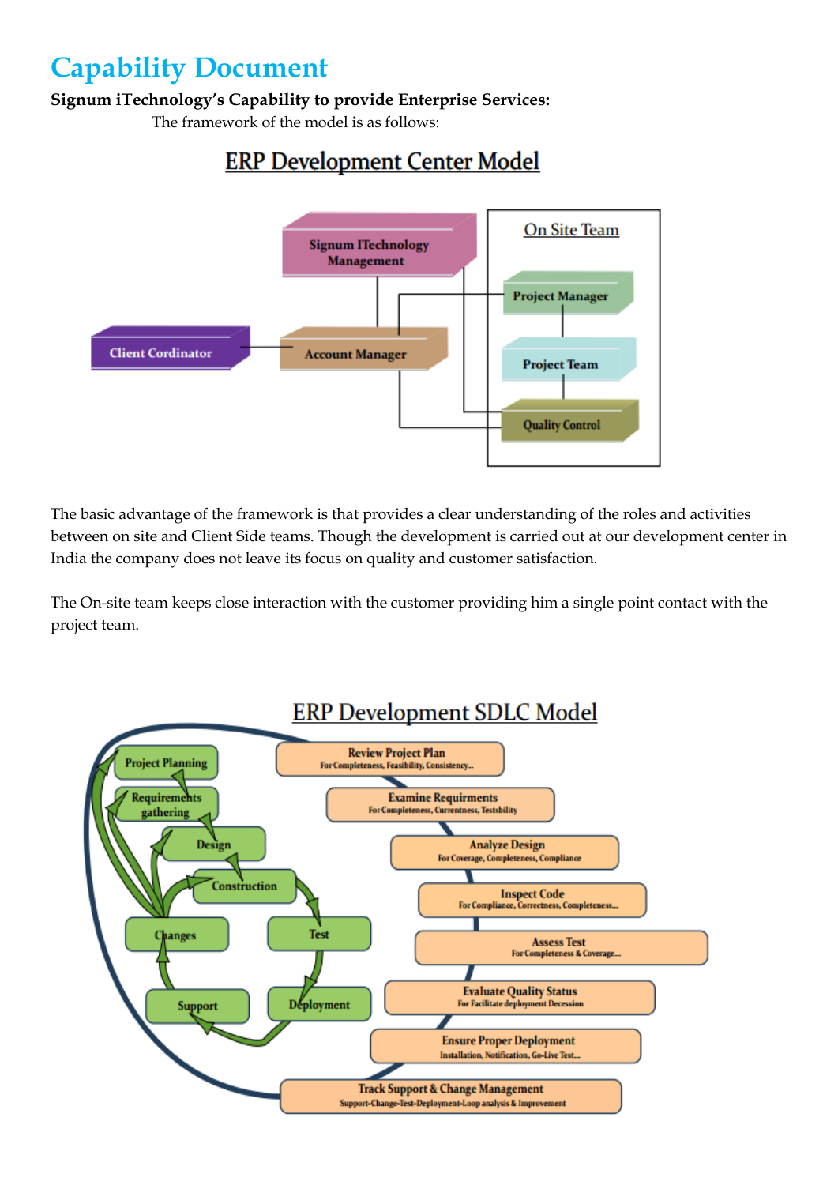# Capability Document

**Signum iTechnology's Capability to provide Enterprise Services:**

The framework of the model is as follows:

## ERP Development Center Model

Signum ITechnology Management

On Site Team

Project Manager

Client Cordinator

Account Manager

Project Team

Quality Control

The basic advantage of the framework is that provides a clear understanding of the roles and activities between on site and Client Side teams. Though the development is carried out at our development center in India the company does not leave its focus on quality and customer satisfaction.

The On-site team keeps close interaction with the customer providing him a single point contact with the project team.

## ERP Development SDLC Model

Project Planning

Requirements gathering

Design

Construction

Changes

Test

Support

Deployment

**Review Project Plan**
For Completeness, Feasibility, Consistency...

**Examine Requirments**
For Completeness, Currentness, Testsbility

**Analyze Design**
For Coverage, Completeness, Compliance

**Inspect Code**
For Compliance, Correctness, Completeness...

**Assess Test**
For Completeness & Coverage...

**Evaluate Quality Status**
For Facilitate deployment Decession

**Ensure Proper Deployment**
Installation, Notification, Go-Live Test...

**Track Support & Change Management**
Support-Change-Test-Deployment-Loop analysis & Improvement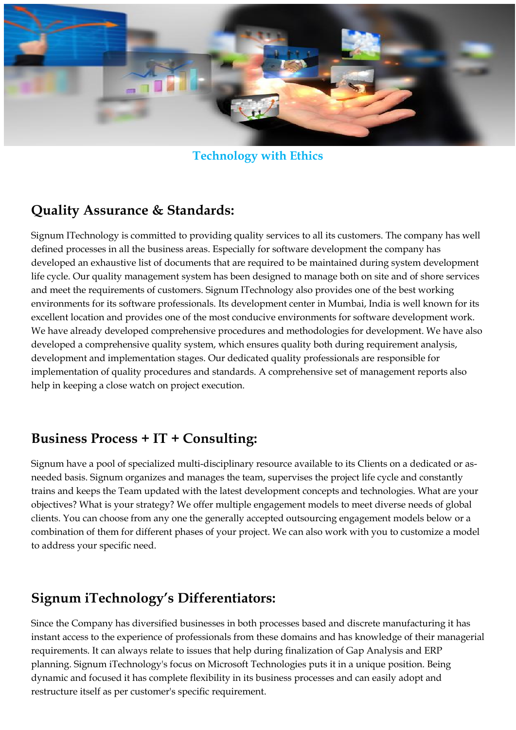Technology with Ethics

## Quality Assurance & Standards:

Signum ITechnology is committed to providing quality services to all its customers. The company has well defined processes in all the business areas. Especially for software development the company has developed an exhaustive list of documents that are required to be maintained during system development life cycle. Our quality management system has been designed to manage both on site and of shore services and meet the requirements of customers. Signum ITechnology also provides one of the best working environments for its software professionals. Its development center in Mumbai, India is well known for its excellent location and provides one of the most conducive environments for software development work. We have already developed comprehensive procedures and methodologies for development. We have also developed a comprehensive quality system, which ensures quality both during requirement analysis, development and implementation stages. Our dedicated quality professionals are responsible for implementation of quality procedures and standards. A comprehensive set of management reports also help in keeping a close watch on project execution.

## Business Process + IT + Consulting:

Signum have a pool of specialized multi-disciplinary resource available to its Clients on a dedicated or as-needed basis. Signum organizes and manages the team, supervises the project life cycle and constantly trains and keeps the Team updated with the latest development concepts and technologies. What are your objectives? What is your strategy? We offer multiple engagement models to meet diverse needs of global clients. You can choose from any one the generally accepted outsourcing engagement models below or a combination of them for different phases of your project. We can also work with you to customize a model to address your specific need.

## Signum iTechnology's Differentiators:

Since the Company has diversified businesses in both processes based and discrete manufacturing it has instant access to the experience of professionals from these domains and has knowledge of their managerial requirements. It can always relate to issues that help during finalization of Gap Analysis and ERP planning. Signum iTechnology's focus on Microsoft Technologies puts it in a unique position. Being dynamic and focused it has complete flexibility in its business processes and can easily adopt and restructure itself as per customer's specific requirement.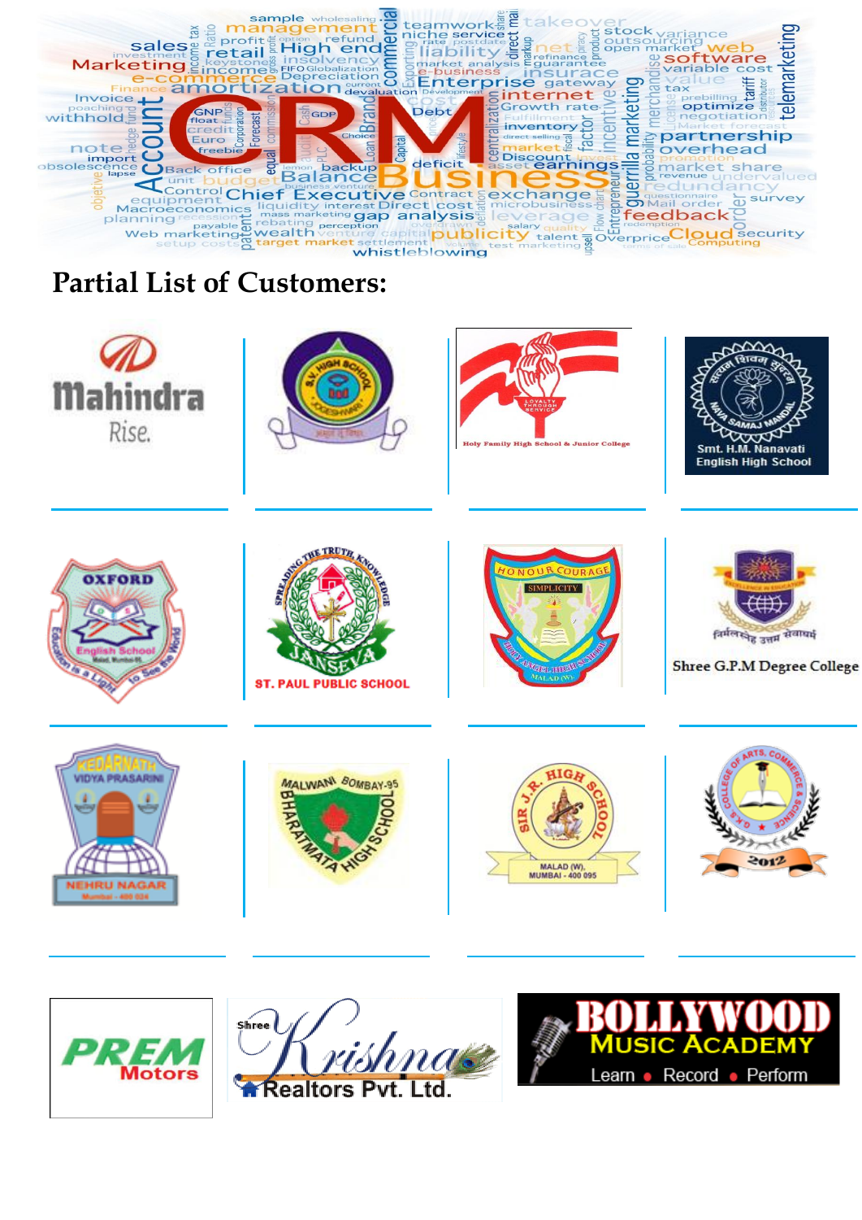## Partial List of Customers:

Mahindra Rise.

Holy Family High School & Junior College

Smt. H.M. Nanavati English High School

ST. PAUL PUBLIC SCHOOL

Shree G.P.M Degree College

PREM Motors

Shree Krishna Realtors Pvt. Ltd.

BOLLYWOOD MUSIC ACADEMY
Learn • Record • Perform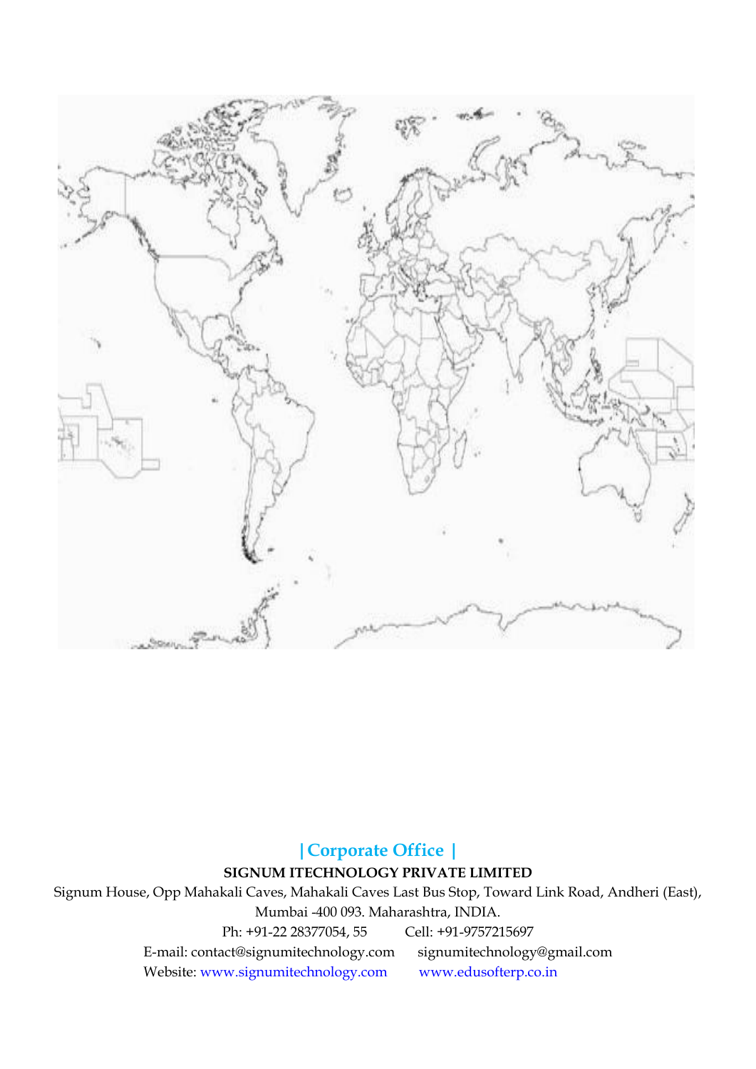## | Corporate Office |

**SIGNUM ITECHNOLOGY PRIVATE LIMITED**

Signum House, Opp Mahakali Caves, Mahakali Caves Last Bus Stop, Toward Link Road, Andheri (East), Mumbai -400 093. Maharashtra, INDIA.

Ph: +91-22 28377054, 55 Cell: +91-9757215697

E-mail: contact@signumitechnology.com signumitechnology@gmail.com

Website: www.signumitechnology.com www.edusofterp.co.in